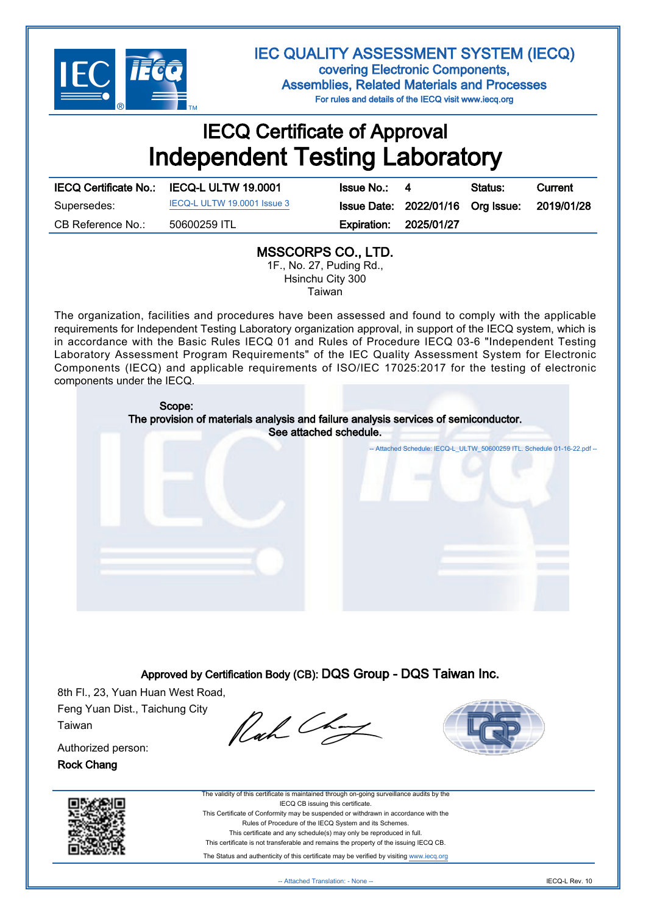# IEC QUALITY ASSESSMENT SYSTEM (IECQ)

covering Electronic Components,
Assemblies, Related Materials and Processes

For rules and details of the IECQ visit www.iecq.org

# IECQ Certificate of Approval
# Independent Testing Laboratory

| IECQ Certificate No.: | IECQ-L ULTW 19.0001 | Issue No.: | 4 | Status: | Current |
|---|---|---|---|---|---|
| Supersedes: | IECQ-L ULTW 19.0001 Issue 3 | Issue Date: | 2022/01/16 | Org Issue: | 2019/01/28 |
| CB Reference No.: | 50600259 ITL | Expiration: | 2025/01/27 | | |

**MSSCORPS CO., LTD.**
1F., No. 27, Puding Rd.,
Hsinchu City 300
Taiwan

The organization, facilities and procedures have been assessed and found to comply with the applicable requirements for Independent Testing Laboratory organization approval, in support of the IECQ system, which is in accordance with the Basic Rules IECQ 01 and Rules of Procedure IECQ 03-6 "Independent Testing Laboratory Assessment Program Requirements" of the IEC Quality Assessment System for Electronic Components (IECQ) and applicable requirements of ISO/IEC 17025:2017 for the testing of electronic components under the IECQ.

Scope:
The provision of materials analysis and failure analysis services of semiconductor.
See attached schedule.

-- Attached Schedule: IECQ-L_ULTW_50600259 ITL. Schedule 01-16-22.pdf --

Approved by Certification Body (CB): **DQS Group - DQS Taiwan Inc.**

8th Fl., 23, Yuan Huan West Road,
Feng Yuan Dist., Taichung City
Taiwan

Authorized person:
**Rock Chang**

The validity of this certificate is maintained through on-going surveillance audits by the IECQ CB issuing this certificate.
This Certificate of Conformity may be suspended or withdrawn in accordance with the Rules of Procedure of the IECQ System and its Schemes.
This certificate and any schedule(s) may only be reproduced in full.
This certificate is not transferable and remains the property of the issuing IECQ CB.
The Status and authenticity of this certificate may be verified by visiting www.iecq.org

-- Attached Translation: - None --

IECQ-L Rev. 10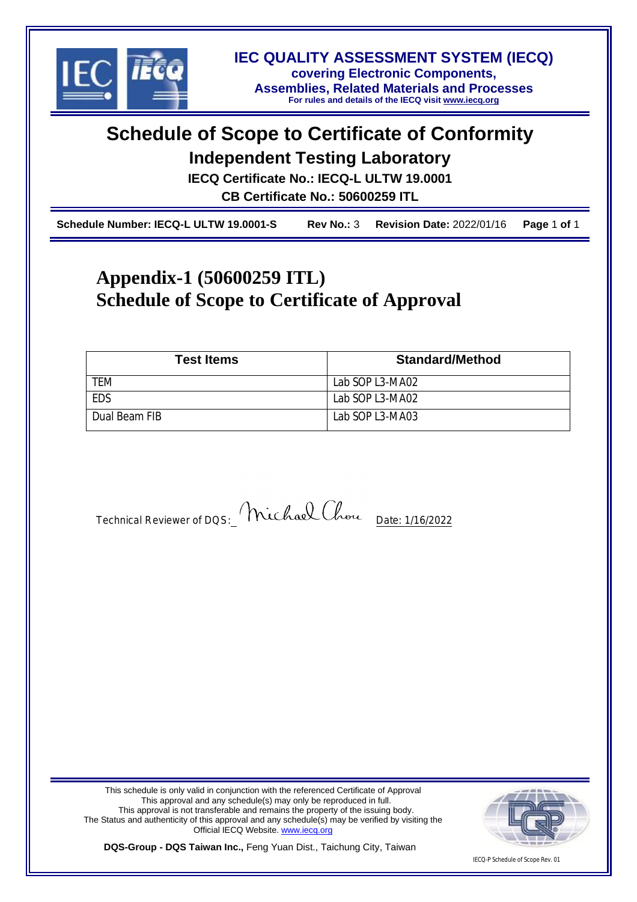# IEC QUALITY ASSESSMENT SYSTEM (IECQ)

**covering Electronic Components, Assemblies, Related Materials and Processes**

**For rules and details of the IECQ visit www.iecq.org**

# Schedule of Scope to Certificate of Conformity

## Independent Testing Laboratory

**IECQ Certificate No.: IECQ-L ULTW 19.0001**

**CB Certificate No.: 50600259 ITL**

**Schedule Number: IECQ-L ULTW 19.0001-S** **Rev No.:** 3 **Revision Date:** 2022/01/16 **Page** 1 **of** 1

## Appendix-1 (50600259 ITL)
## Schedule of Scope to Certificate of Approval

| Test Items | Standard/Method |
|---|---|
| TEM | Lab SOP L3-MA02 |
| EDS | Lab SOP L3-MA02 |
| Dual Beam FIB | Lab SOP L3-MA03 |

Technical Reviewer of DQS: Michael Chou Date: 1/16/2022

This schedule is only valid in conjunction with the referenced Certificate of Approval
This approval and any schedule(s) may only be reproduced in full.
This approval is not transferable and remains the property of the issuing body.
The Status and authenticity of this approval and any schedule(s) may be verified by visiting the Official IECQ Website. www.iecq.org

**DQS-Group - DQS Taiwan Inc.,** Feng Yuan Dist., Taichung City, Taiwan

IECQ-P Schedule of Scope Rev. 01